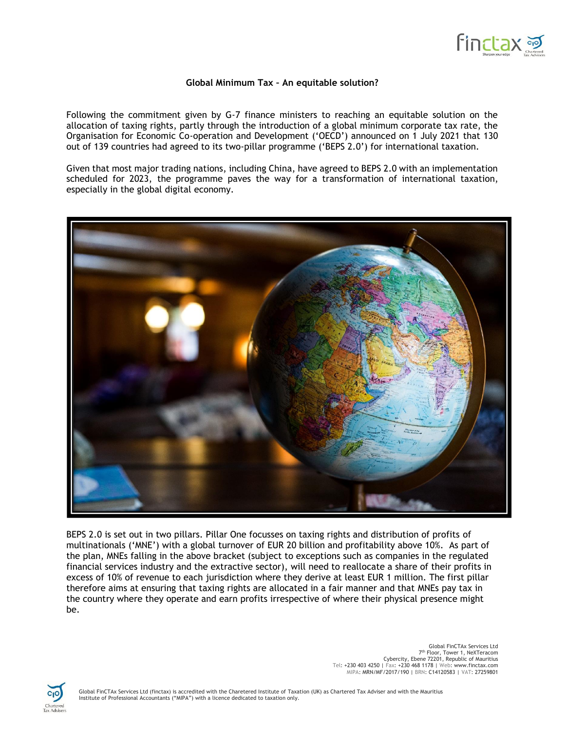# Global Minimum Tax – An equitable solution?

Following the commitment given by G-7 finance ministers to reaching an equitable solution on the allocation of taxing rights, partly through the introduction of a global minimum corporate tax rate, the Organisation for Economic Co-operation and Development ('OECD') announced on 1 July 2021 that 130 out of 139 countries had agreed to its two-pillar programme ('BEPS 2.0') for international taxation.

Given that most major trading nations, including China, have agreed to BEPS 2.0 with an implementation scheduled for 2023, the programme paves the way for a transformation of international taxation, especially in the global digital economy.

BEPS 2.0 is set out in two pillars. Pillar One focusses on taxing rights and distribution of profits of multinationals ('MNE') with a global turnover of EUR 20 billion and profitability above 10%. As part of the plan, MNEs falling in the above bracket (subject to exceptions such as companies in the regulated financial services industry and the extractive sector), will need to reallocate a share of their profits in excess of 10% of revenue to each jurisdiction where they derive at least EUR 1 million. The first pillar therefore aims at ensuring that taxing rights are allocated in a fair manner and that MNEs pay tax in the country where they operate and earn profits irrespective of where their physical presence might be.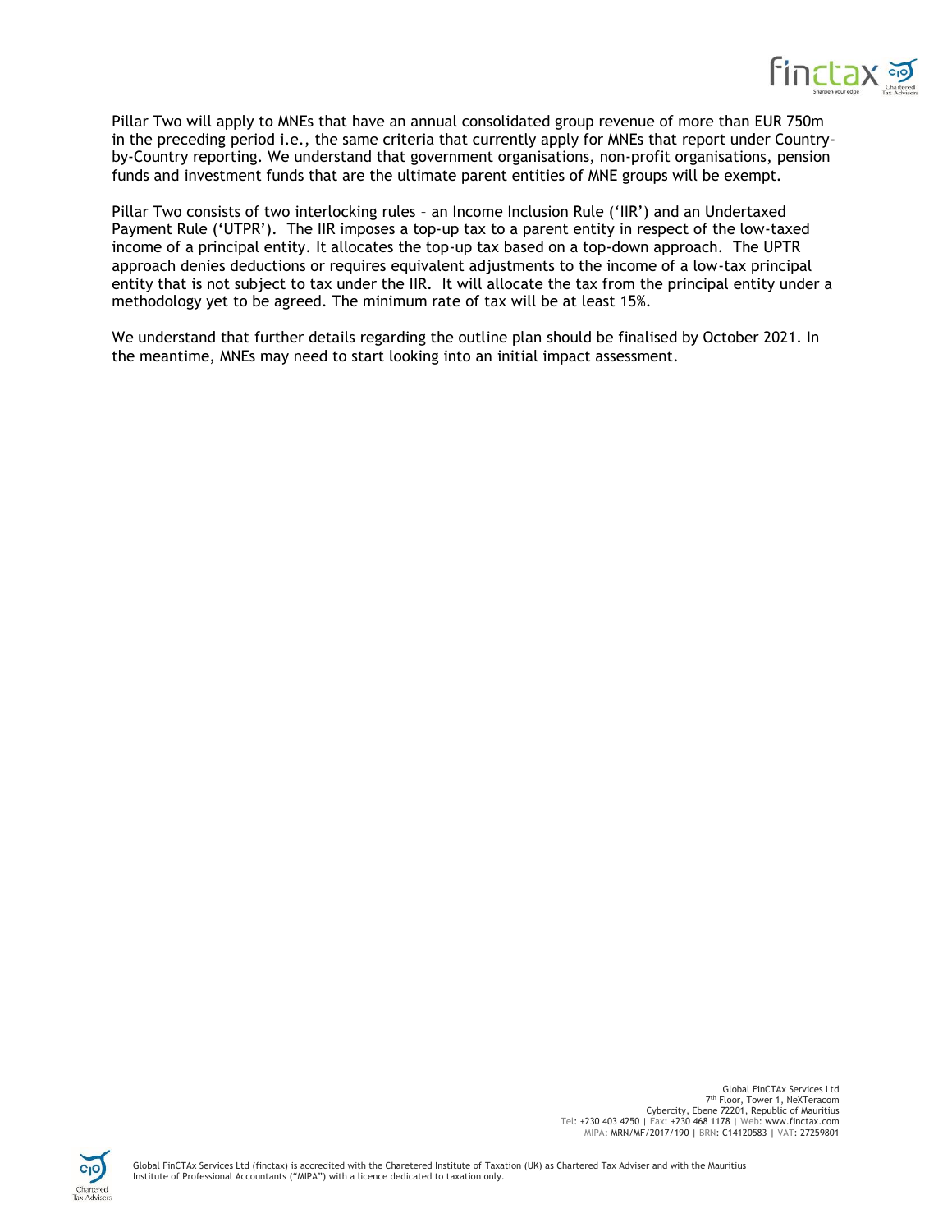Pillar Two will apply to MNEs that have an annual consolidated group revenue of more than EUR 750m in the preceding period i.e., the same criteria that currently apply for MNEs that report under Country-by-Country reporting. We understand that government organisations, non-profit organisations, pension funds and investment funds that are the ultimate parent entities of MNE groups will be exempt.

Pillar Two consists of two interlocking rules – an Income Inclusion Rule ('IIR') and an Undertaxed Payment Rule ('UTPR'). The IIR imposes a top-up tax to a parent entity in respect of the low-taxed income of a principal entity. It allocates the top-up tax based on a top-down approach. The UPTR approach denies deductions or requires equivalent adjustments to the income of a low-tax principal entity that is not subject to tax under the IIR. It will allocate the tax from the principal entity under a methodology yet to be agreed. The minimum rate of tax will be at least 15%.

We understand that further details regarding the outline plan should be finalised by October 2021. In the meantime, MNEs may need to start looking into an initial impact assessment.